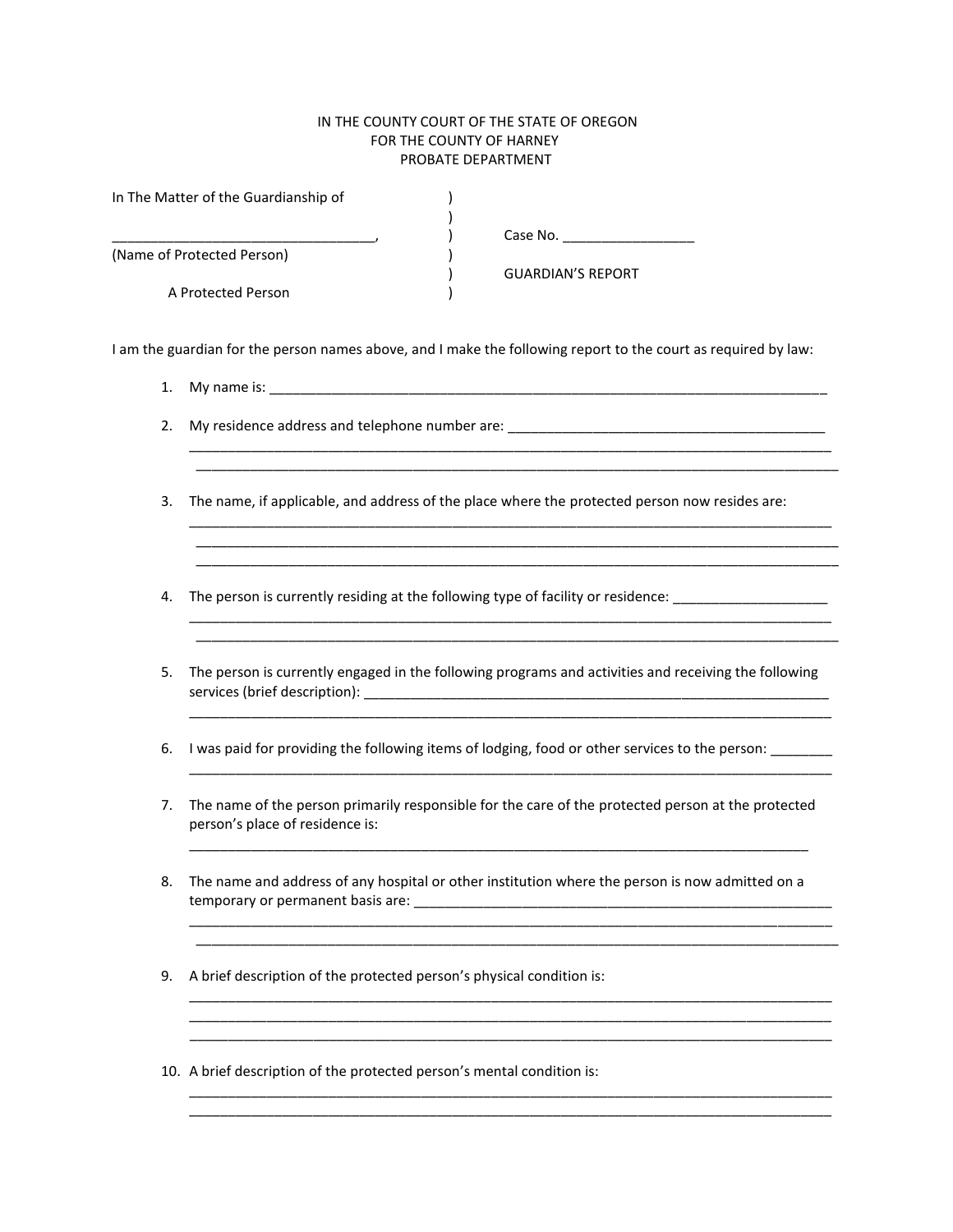IN THE COUNTY COURT OF THE STATE OF OREGON
FOR THE COUNTY OF HARNEY
PROBATE DEPARTMENT

In The Matter of the Guardianship of )
)
__________________________________, ) Case No. _________________
(Name of Protected Person) )
) GUARDIAN'S REPORT
A Protected Person )

I am the guardian for the person names above, and I make the following report to the court as required by law:

1. My name is: ___________________________________________________________________________

2. My residence address and telephone number are: __________________________________________
_____________________________________________________________________________________
_____________________________________________________________________________________

3. The name, if applicable, and address of the place where the protected person now resides are:
_____________________________________________________________________________________
_____________________________________________________________________________________
_____________________________________________________________________________________

4. The person is currently residing at the following type of facility or residence: ____________________
_____________________________________________________________________________________
_____________________________________________________________________________________

5. The person is currently engaged in the following programs and activities and receiving the following services (brief description): ______________________________________________________________
_____________________________________________________________________________________

6. I was paid for providing the following items of lodging, food or other services to the person: ________
_____________________________________________________________________________________

7. The name of the person primarily responsible for the care of the protected person at the protected person's place of residence is:
___________________________________________________________________________________

8. The name and address of any hospital or other institution where the person is now admitted on a temporary or permanent basis are: ________________________________________________________
_____________________________________________________________________________________
_____________________________________________________________________________________

9. A brief description of the protected person's physical condition is:
_____________________________________________________________________________________
_____________________________________________________________________________________
_____________________________________________________________________________________

10. A brief description of the protected person's mental condition is:
_____________________________________________________________________________________
_____________________________________________________________________________________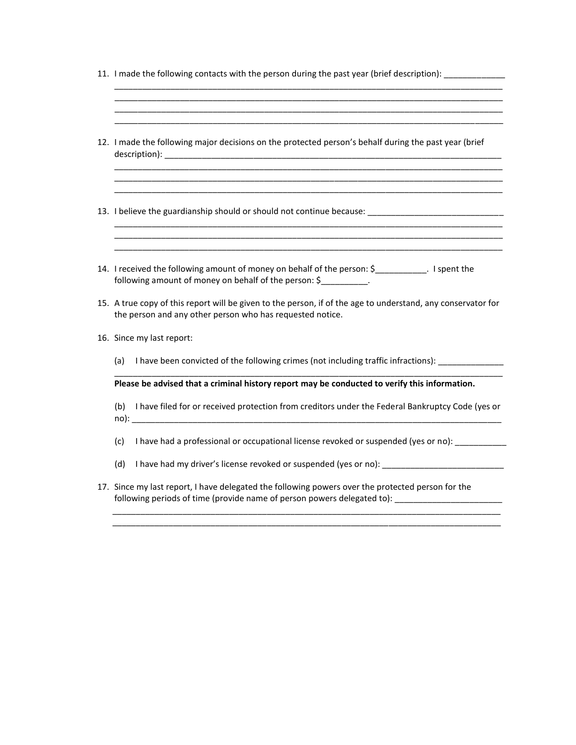11. I made the following contacts with the person during the past year (brief description): _____________
    _____________________________________________________________________________________
    _____________________________________________________________________________________
    _____________________________________________________________________________________
    _____________________________________________________________________________________

12. I made the following major decisions on the protected person's behalf during the past year (brief description): _____________________________________________________________________________
    _____________________________________________________________________________________
    _____________________________________________________________________________________
    _____________________________________________________________________________________

13. I believe the guardianship should or should not continue because: _____________________________
    _____________________________________________________________________________________
    _____________________________________________________________________________________
    _____________________________________________________________________________________

14. I received the following amount of money on behalf of the person: $___________. I spent the following amount of money on behalf of the person: $__________.

15. A true copy of this report will be given to the person, if of the age to understand, any conservator for the person and any other person who has requested notice.

16. Since my last report:

    (a) I have been convicted of the following crimes (not including traffic infractions): ______________
    _____________________________________________________________________________________

    **Please be advised that a criminal history report may be conducted to verify this information.**

    (b) I have filed for or received protection from creditors under the Federal Bankruptcy Code (yes or no): _________________________________________________________________________________

    (c) I have had a professional or occupational license revoked or suspended (yes or no): ___________

    (d) I have had my driver's license revoked or suspended (yes or no): __________________________

17. Since my last report, I have delegated the following powers over the protected person for the following periods of time (provide name of person powers delegated to): _______________________
    _____________________________________________________________________________________
    _____________________________________________________________________________________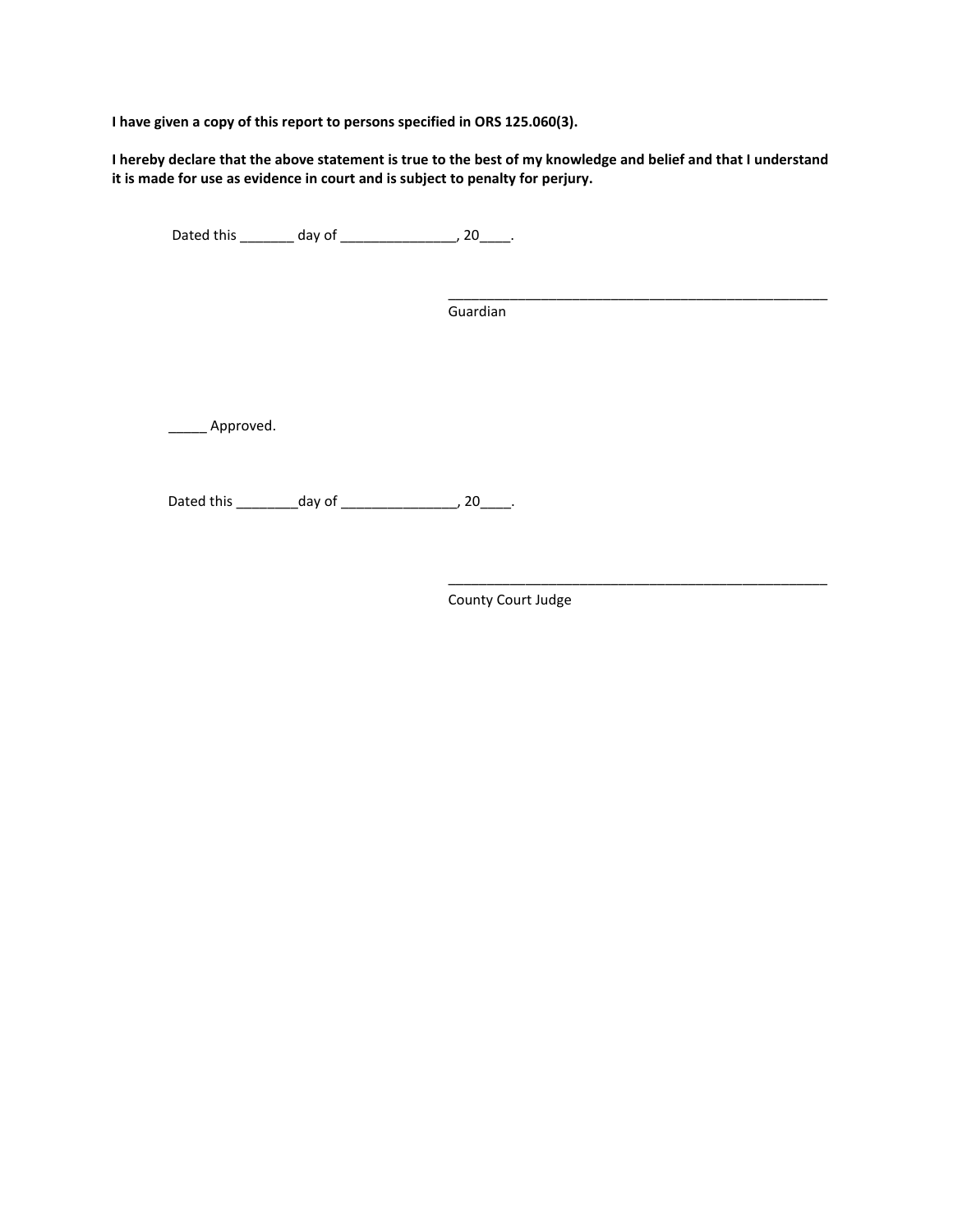**I have given a copy of this report to persons specified in ORS 125.060(3).**

**I hereby declare that the above statement is true to the best of my knowledge and belief and that I understand it is made for use as evidence in court and is subject to penalty for perjury.**

Dated this _______ day of _______________, 20____.

____________________________________________________
Guardian

_____ Approved.

Dated this ________day of _______________, 20____.

____________________________________________________
County Court Judge